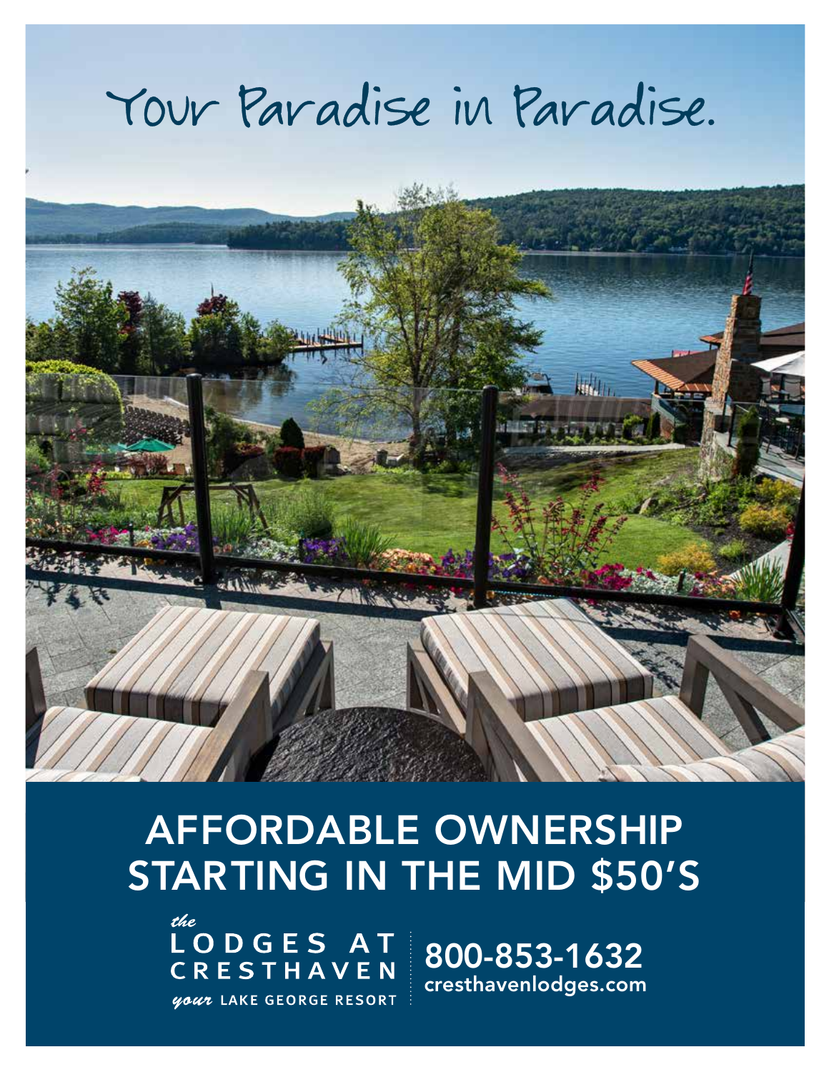# Your Paradise in Paradise.

## AFFORDABLE OWNERSHIP STARTING IN THE MID $50'S

*the*
LODGES AT CRESTHAVEN
*your* LAKE GEORGE RESORT

800-853-1632
cresthavenlodges.com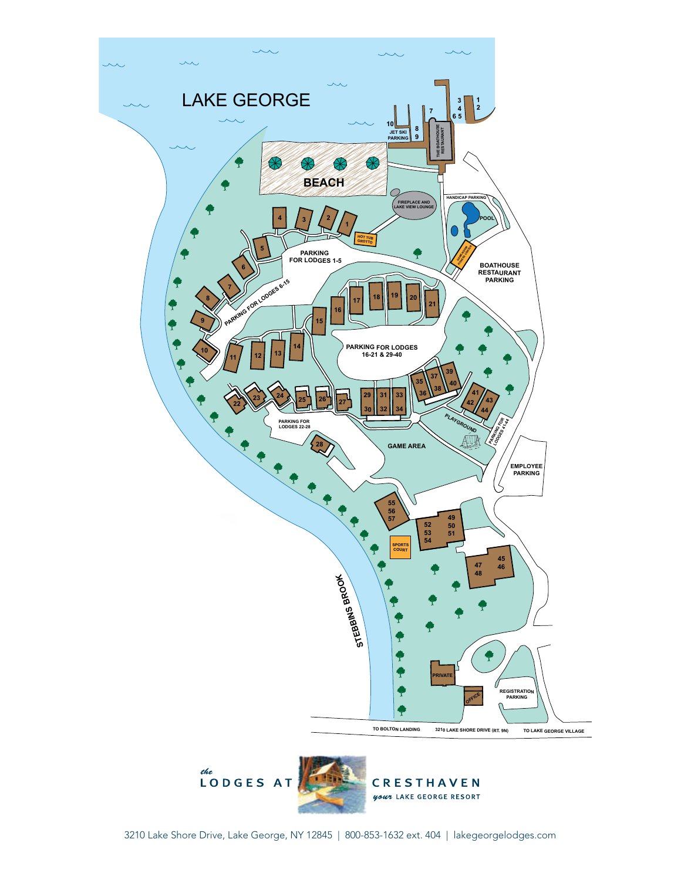LAKE GEORGE

BEACH

JET SKI PARKING

THE BOATHOUSE RESTAURANT

FIREPLACE AND LAKE VIEW LOUNGE

HOT TUB GROTTO

HANDICAP PARKING

POOL

BOATHOUSE RESTAURANT PARKING

PARKING FOR LODGES 1-5

PARKING FOR LODGES 6-15

PARKING FOR LODGES 16-21 & 29-40

PARKING FOR LODGES 22-28

PLAYGROUND

PARKING FOR LODGES 41-44

GAME AREA

EMPLOYEE PARKING

SPORTS COURT

STEBBINS BROOK

PRIVATE

OFFICE

REGISTRATION PARKING

TO BOLTON LANDING | 3210 LAKE SHORE DRIVE (RT. 9N) | TO LAKE GEORGE VILLAGE

*the* LODGES AT CRESTHAVEN *your* LAKE GEORGE RESORT

3210 Lake Shore Drive, Lake George, NY 12845 | 800-853-1632 ext. 404 | lakegeorgelodges.com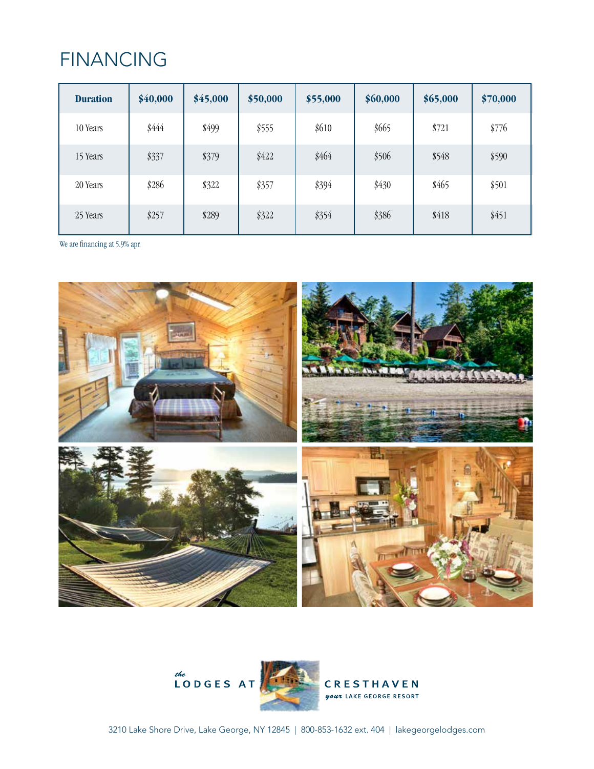# FINANCING

| Duration | $40,000 | $45,000 | $50,000 | $55,000 | $60,000 | $65,000 | $70,000 |
|---|---|---|---|---|---|---|---|
| 10 Years | $444 | $499 | $555 | $610 | $665 | $721 | $776 |
| 15 Years | $337 | $379 | $422 | $464 | $506 | $548 | $590 |
| 20 Years | $286 | $322 | $357 | $394 | $430 | $465 | $501 |
| 25 Years | $257 | $289 | $322 | $354 | $386 | $418 | $451 |

We are financing at 5.9% apr.

*the* LODGES AT CRESTHAVEN *your* LAKE GEORGE RESORT

3210 Lake Shore Drive, Lake George, NY 12845 | 800-853-1632 ext. 404 | lakegeorgelodges.com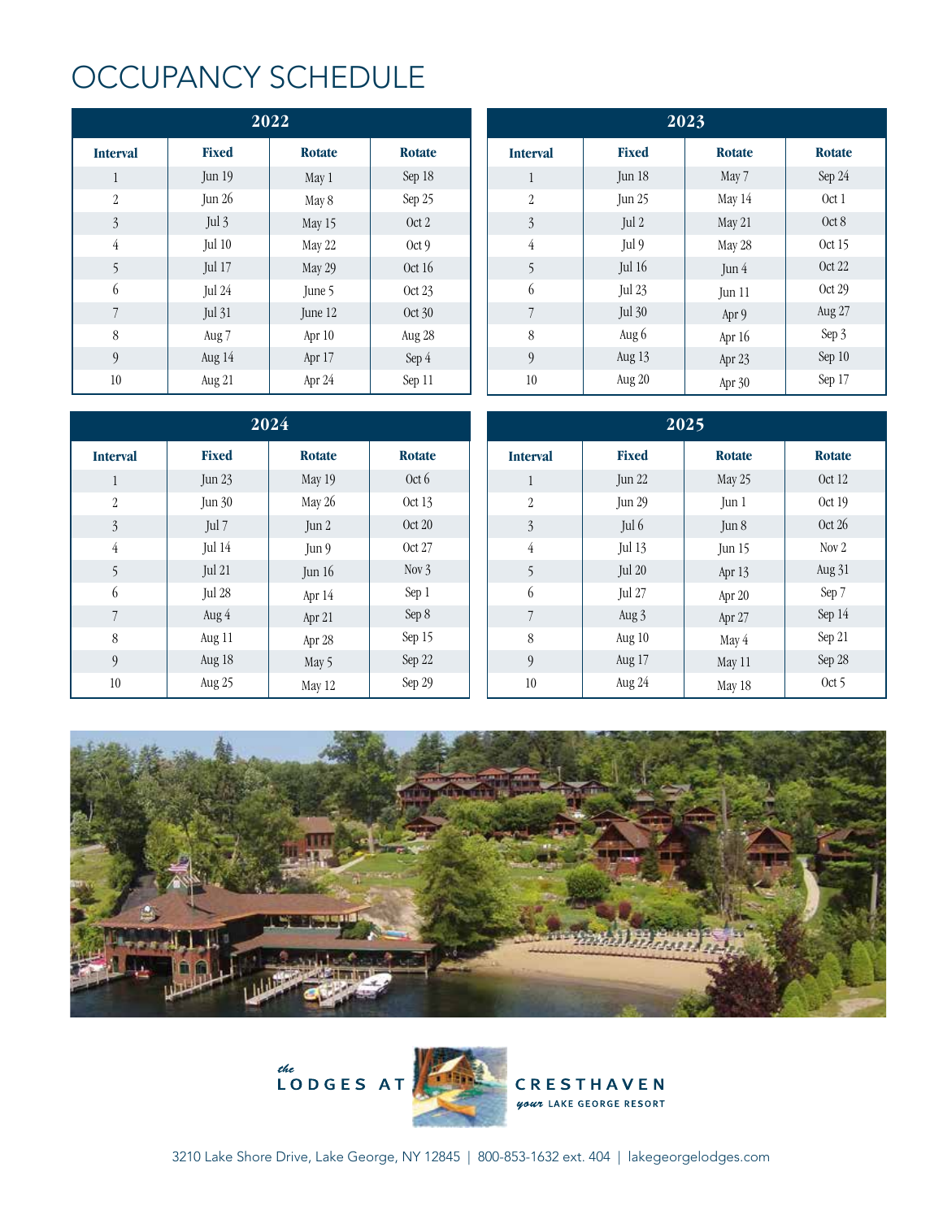# OCCUPANCY SCHEDULE

| 2022 | | | |
|---|---|---|---|
| **Interval** | **Fixed** | **Rotate** | **Rotate** |
| 1 | Jun 19 | May 1 | Sep 18 |
| 2 | Jun 26 | May 8 | Sep 25 |
| 3 | Jul 3 | May 15 | Oct 2 |
| 4 | Jul 10 | May 22 | Oct 9 |
| 5 | Jul 17 | May 29 | Oct 16 |
| 6 | Jul 24 | June 5 | Oct 23 |
| 7 | Jul 31 | June 12 | Oct 30 |
| 8 | Aug 7 | Apr 10 | Aug 28 |
| 9 | Aug 14 | Apr 17 | Sep 4 |
| 10 | Aug 21 | Apr 24 | Sep 11 |

| 2023 | | | |
|---|---|---|---|
| **Interval** | **Fixed** | **Rotate** | **Rotate** |
| 1 | Jun 18 | May 7 | Sep 24 |
| 2 | Jun 25 | May 14 | Oct 1 |
| 3 | Jul 2 | May 21 | Oct 8 |
| 4 | Jul 9 | May 28 | Oct 15 |
| 5 | Jul 16 | Jun 4 | Oct 22 |
| 6 | Jul 23 | Jun 11 | Oct 29 |
| 7 | Jul 30 | Apr 9 | Aug 27 |
| 8 | Aug 6 | Apr 16 | Sep 3 |
| 9 | Aug 13 | Apr 23 | Sep 10 |
| 10 | Aug 20 | Apr 30 | Sep 17 |

| 2024 | | | |
|---|---|---|---|
| **Interval** | **Fixed** | **Rotate** | **Rotate** |
| 1 | Jun 23 | May 19 | Oct 6 |
| 2 | Jun 30 | May 26 | Oct 13 |
| 3 | Jul 7 | Jun 2 | Oct 20 |
| 4 | Jul 14 | Jun 9 | Oct 27 |
| 5 | Jul 21 | Jun 16 | Nov 3 |
| 6 | Jul 28 | Apr 14 | Sep 1 |
| 7 | Aug 4 | Apr 21 | Sep 8 |
| 8 | Aug 11 | Apr 28 | Sep 15 |
| 9 | Aug 18 | May 5 | Sep 22 |
| 10 | Aug 25 | May 12 | Sep 29 |

| 2025 | | | |
|---|---|---|---|
| **Interval** | **Fixed** | **Rotate** | **Rotate** |
| 1 | Jun 22 | May 25 | Oct 12 |
| 2 | Jun 29 | Jun 1 | Oct 19 |
| 3 | Jul 6 | Jun 8 | Oct 26 |
| 4 | Jul 13 | Jun 15 | Nov 2 |
| 5 | Jul 20 | Apr 13 | Aug 31 |
| 6 | Jul 27 | Apr 20 | Sep 7 |
| 7 | Aug 3 | Apr 27 | Sep 14 |
| 8 | Aug 10 | May 4 | Sep 21 |
| 9 | Aug 17 | May 11 | Sep 28 |
| 10 | Aug 24 | May 18 | Oct 5 |

*the* LODGES AT CRESTHAVEN
*your* LAKE GEORGE RESORT

3210 Lake Shore Drive, Lake George, NY 12845 | 800-853-1632 ext. 404 | lakegeorgelodges.com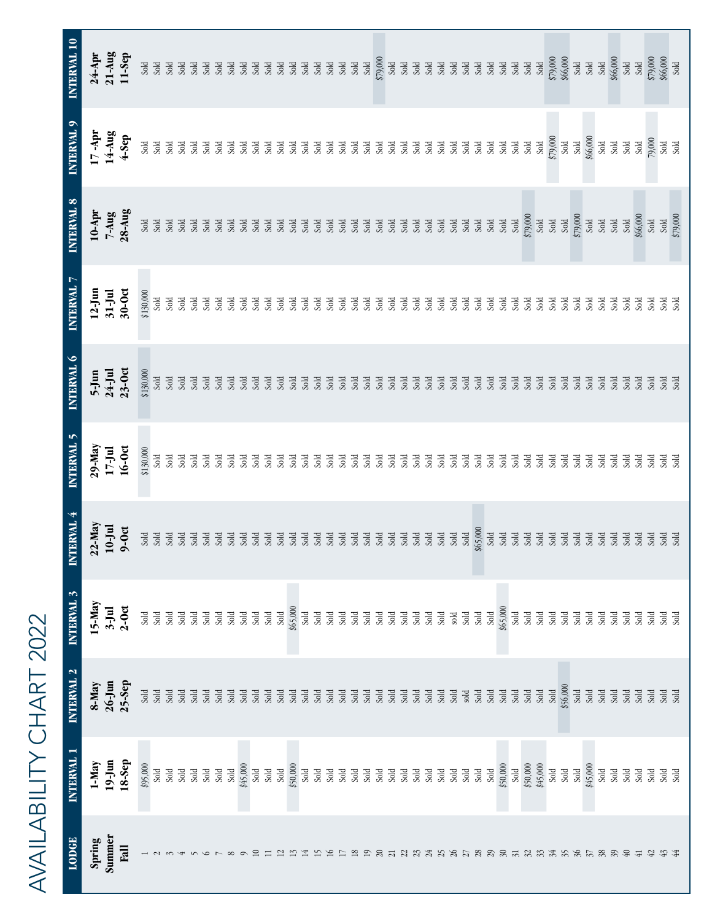# AVAILABILITY CHART 2022

| LODGE | INTERVAL 1 | INTERVAL 2 | INTERVAL 3 | INTERVAL 4 | INTERVAL 5 | INTERVAL 6 | INTERVAL 7 | INTERVAL 8 | INTERVAL 9 | INTERVAL 10 |
|---|---|---|---|---|---|---|---|---|---|---|
| Spring | 1-May | 8-May | 15-May | 22-May | 29-May | 5-Jun | 12-Jun | 10-Apr | 17 -Apr | 24-Apr |
| Summer | 19-Jun | 26-Jun | 3-Jul | 10-Jul | 17-Jul | 24-Jul | 31-Jul | 7-Aug | 14-Aug | 21-Aug |
| Fall | 18-Sep | 25-Sep | 2-Oct | 9-Oct | 16-Oct | 23-Oct | 30-Oct | 28-Aug | 4-Sep | 11-Sep |
| 1 | $95,000 | Sold | Sold | Sold | $130,000 | $130,000 | $130,000 | Sold | Sold | Sold |
| 2 | Sold | Sold | Sold | Sold | Sold | Sold | Sold | Sold | Sold | Sold |
| 3 | Sold | Sold | Sold | Sold | Sold | Sold | Sold | Sold | Sold | Sold |
| 4 | Sold | Sold | Sold | Sold | Sold | Sold | Sold | Sold | Sold | Sold |
| 5 | Sold | Sold | Sold | Sold | Sold | Sold | Sold | Sold | Sold | Sold |
| 6 | Sold | Sold | Sold | Sold | Sold | Sold | Sold | Sold | Sold | Sold |
| 7 | Sold | Sold | Sold | Sold | Sold | Sold | Sold | Sold | Sold | Sold |
| 8 | Sold | Sold | Sold | Sold | Sold | Sold | Sold | Sold | Sold | Sold |
| 9 | $45,000 | Sold | Sold | Sold | Sold | Sold | Sold | Sold | Sold | Sold |
| 10 | Sold | Sold | Sold | Sold | Sold | Sold | Sold | Sold | Sold | Sold |
| 11 | Sold | Sold | Sold | Sold | Sold | Sold | Sold | Sold | Sold | Sold |
| 12 | Sold | Sold | Sold | Sold | Sold | Sold | Sold | Sold | Sold | Sold |
| 13 | $50,000 | Sold | $65,000 | Sold | Sold | Sold | Sold | Sold | Sold | Sold |
| 14 | Sold | Sold | Sold | Sold | Sold | Sold | Sold | Sold | Sold | Sold |
| 15 | Sold | Sold | Sold | Sold | Sold | Sold | Sold | Sold | Sold | Sold |
| 16 | Sold | Sold | Sold | Sold | Sold | Sold | Sold | Sold | Sold | Sold |
| 17 | Sold | Sold | Sold | Sold | Sold | Sold | Sold | Sold | Sold | Sold |
| 18 | Sold | Sold | Sold | Sold | Sold | Sold | Sold | Sold | Sold | Sold |
| 19 | Sold | Sold | Sold | Sold | Sold | Sold | Sold | Sold | Sold | Sold |
| 20 | Sold | Sold | Sold | Sold | Sold | Sold | Sold | Sold | Sold | $79,000 |
| 21 | Sold | Sold | Sold | Sold | Sold | Sold | Sold | Sold | Sold | Sold |
| 22 | Sold | Sold | Sold | Sold | Sold | Sold | Sold | Sold | Sold | Sold |
| 23 | Sold | Sold | Sold | Sold | Sold | Sold | Sold | Sold | Sold | Sold |
| 24 | Sold | Sold | Sold | Sold | Sold | Sold | Sold | Sold | Sold | Sold |
| 25 | Sold | Sold | Sold | Sold | Sold | Sold | Sold | Sold | Sold | Sold |
| 26 | Sold | Sold | sold | Sold | Sold | Sold | Sold | Sold | Sold | Sold |
| 27 | Sold | sold | Sold | Sold | Sold | Sold | Sold | Sold | Sold | Sold |
| 28 | Sold | Sold | Sold | $65,000 | Sold | Sold | Sold | Sold | Sold | Sold |
| 29 | Sold | Sold | Sold | Sold | Sold | Sold | Sold | Sold | Sold | Sold |
| 30 | $50,000 | Sold | $65,000 | Sold | Sold | Sold | Sold | Sold | Sold | Sold |
| 31 | Sold | Sold | Sold | Sold | Sold | Sold | Sold | Sold | Sold | Sold |
| 32 | $50,000 | Sold | Sold | Sold | Sold | Sold | Sold | $79,000 | Sold | Sold |
| 33 | $45,000 | Sold | Sold | Sold | Sold | Sold | Sold | Sold | Sold | Sold |
| 34 | Sold | Sold | Sold | Sold | Sold | Sold | Sold | Sold | $79,000 | $79,000 |
| 35 | Sold | $56,000 | Sold | Sold | Sold | Sold | Sold | Sold | Sold | $66,000 |
| 36 | Sold | Sold | Sold | Sold | Sold | Sold | Sold | $79,000 | Sold | Sold |
| 37 | $45,000 | Sold | Sold | Sold | Sold | Sold | Sold | Sold | $66,000 | Sold |
| 38 | Sold | Sold | Sold | Sold | Sold | Sold | Sold | Sold | Sold | Sold |
| 39 | Sold | Sold | Sold | Sold | Sold | Sold | Sold | Sold | Sold | $66,000 |
| 40 | Sold | Sold | Sold | Sold | Sold | Sold | Sold | Sold | Sold | Sold |
| 41 | Sold | Sold | Sold | Sold | Sold | Sold | Sold | $66,000 | Sold | Sold |
| 42 | Sold | Sold | Sold | Sold | Sold | Sold | Sold | Sold | 79,000 | $79,000 |
| 43 | Sold | Sold | Sold | Sold | Sold | Sold | Sold | Sold | Sold | $66,000 |
| 44 | Sold | Sold | Sold | Sold | Sold | Sold | Sold | $79,000 | Sold | Sold |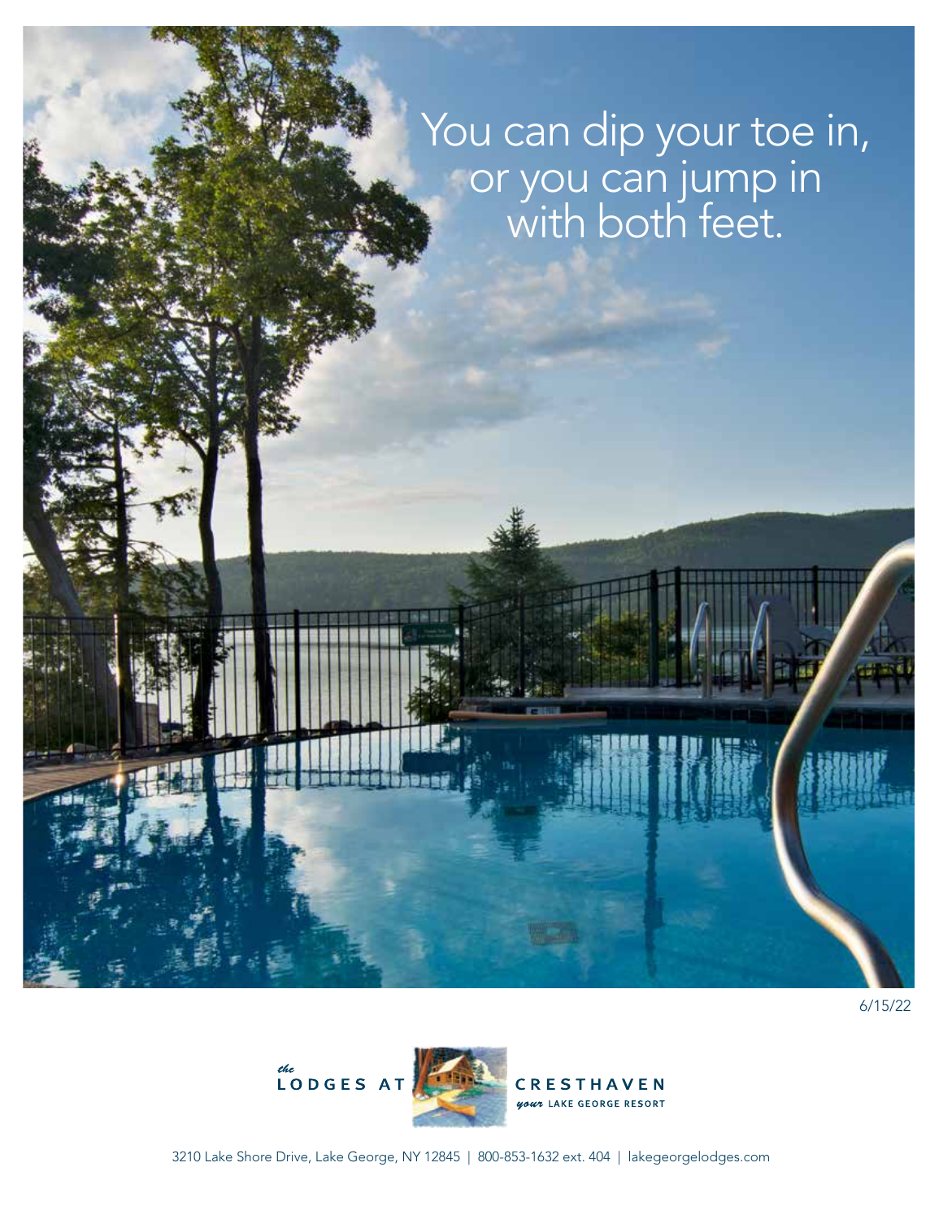You can dip your toe in, or you can jump in with both feet.

6/15/22

*the* LODGES AT CRESTHAVEN
*your* LAKE GEORGE RESORT

3210 Lake Shore Drive, Lake George, NY 12845 | 800-853-1632 ext. 404 | lakegeorgelodges.com